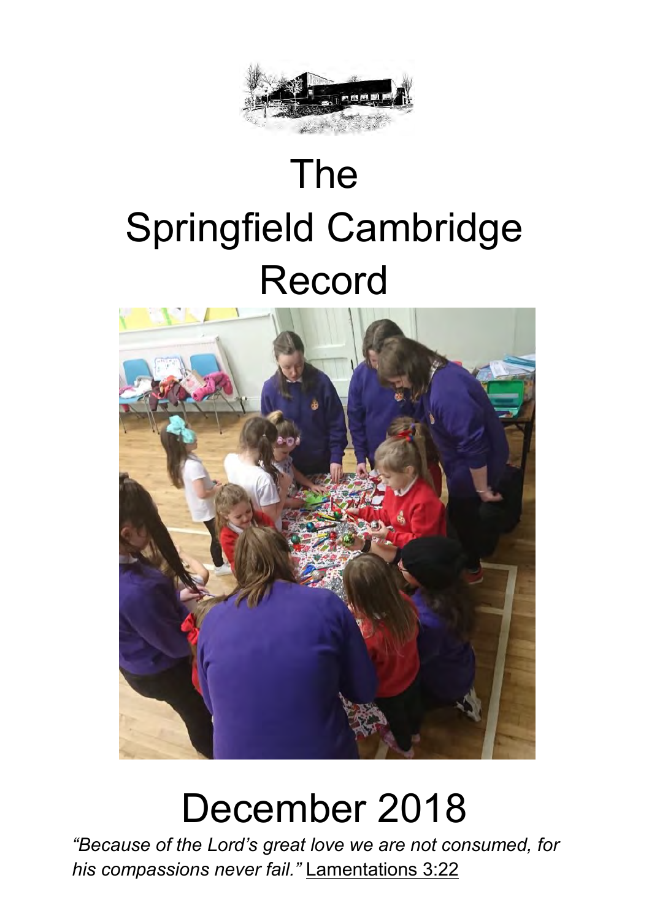# The Springfield Cambridge Record

# December 2018

*"Because of the Lord's great love we are not consumed, for his compassions never fail."* Lamentations 3:22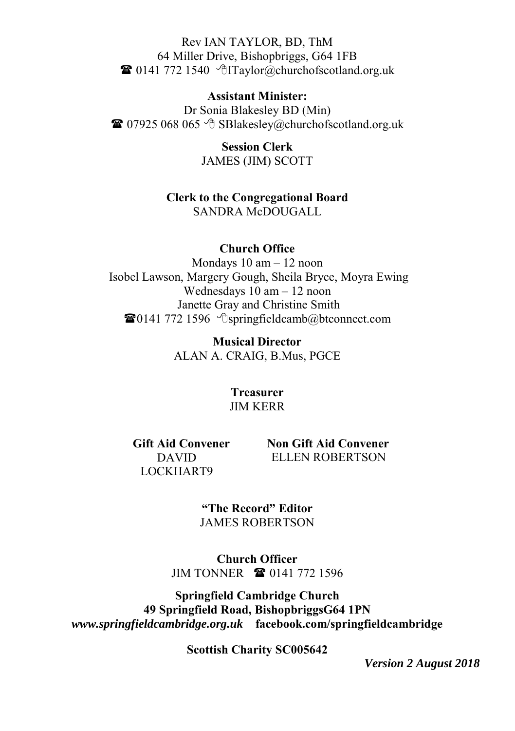Rev IAN TAYLOR, BD, ThM
64 Miller Drive, Bishopbriggs, G64 1FB
☎ 0141 772 1540 ✉ITaylor@churchofscotland.org.uk

**Assistant Minister:**
Dr Sonia Blakesley BD (Min)
☎ 07925 068 065 ✉ SBlakesley@churchofscotland.org.uk

**Session Clerk**
JAMES (JIM) SCOTT

**Clerk to the Congregational Board**
SANDRA McDOUGALL

**Church Office**
Mondays 10 am – 12 noon
Isobel Lawson, Margery Gough, Sheila Bryce, Moyra Ewing
Wednesdays 10 am – 12 noon
Janette Gray and Christine Smith
☎0141 772 1596 ✉springfieldcamb@btconnect.com

**Musical Director**
ALAN A. CRAIG, B.Mus, PGCE

**Treasurer**
JIM KERR

**Gift Aid Convener**
DAVID LOCKHART9

**Non Gift Aid Convener**
ELLEN ROBERTSON

**"The Record" Editor**
JAMES ROBERTSON

**Church Officer**
JIM TONNER ☎ 0141 772 1596

**Springfield Cambridge Church**
**49 Springfield Road, BishopbriggsG64 1PN**
***www.springfieldcambridge.org.uk*** **facebook.com/springfieldcambridge**

**Scottish Charity SC005642**

***Version 2 August 2018***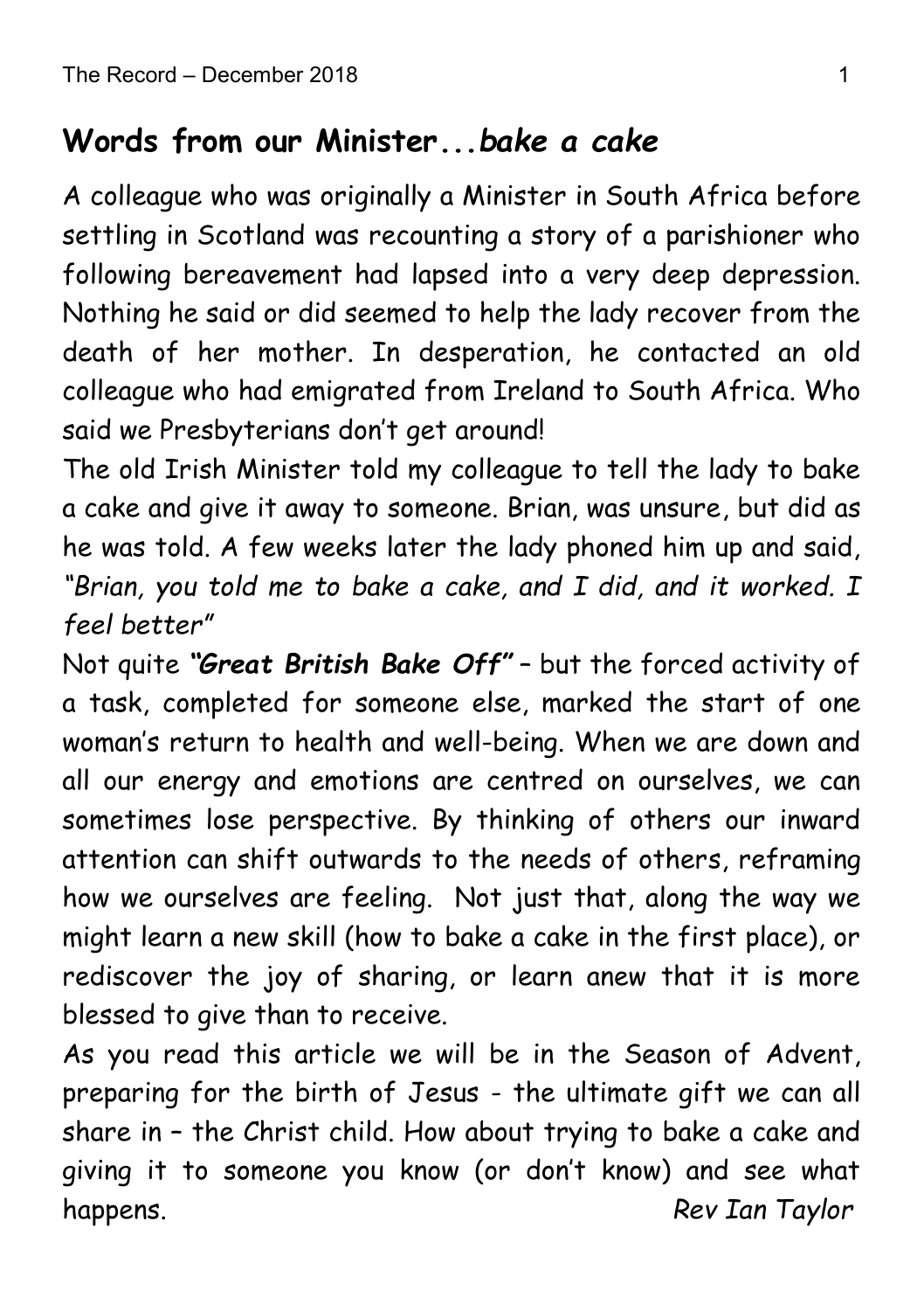## **Words from our Minister...*bake a cake***

A colleague who was originally a Minister in South Africa before settling in Scotland was recounting a story of a parishioner who following bereavement had lapsed into a very deep depression. Nothing he said or did seemed to help the lady recover from the death of her mother. In desperation, he contacted an old colleague who had emigrated from Ireland to South Africa. Who said we Presbyterians don't get around!

The old Irish Minister told my colleague to tell the lady to bake a cake and give it away to someone. Brian, was unsure, but did as he was told. A few weeks later the lady phoned him up and said, *"Brian, you told me to bake a cake, and I did, and it worked. I feel better"*

Not quite ***"Great British Bake Off"*** – but the forced activity of a task, completed for someone else, marked the start of one woman's return to health and well-being. When we are down and all our energy and emotions are centred on ourselves, we can sometimes lose perspective. By thinking of others our inward attention can shift outwards to the needs of others, reframing how we ourselves are feeling. Not just that, along the way we might learn a new skill (how to bake a cake in the first place), or rediscover the joy of sharing, or learn anew that it is more blessed to give than to receive.

As you read this article we will be in the Season of Advent, preparing for the birth of Jesus - the ultimate gift we can all share in – the Christ child. How about trying to bake a cake and giving it to someone you know (or don't know) and see what happens.

*Rev Ian Taylor*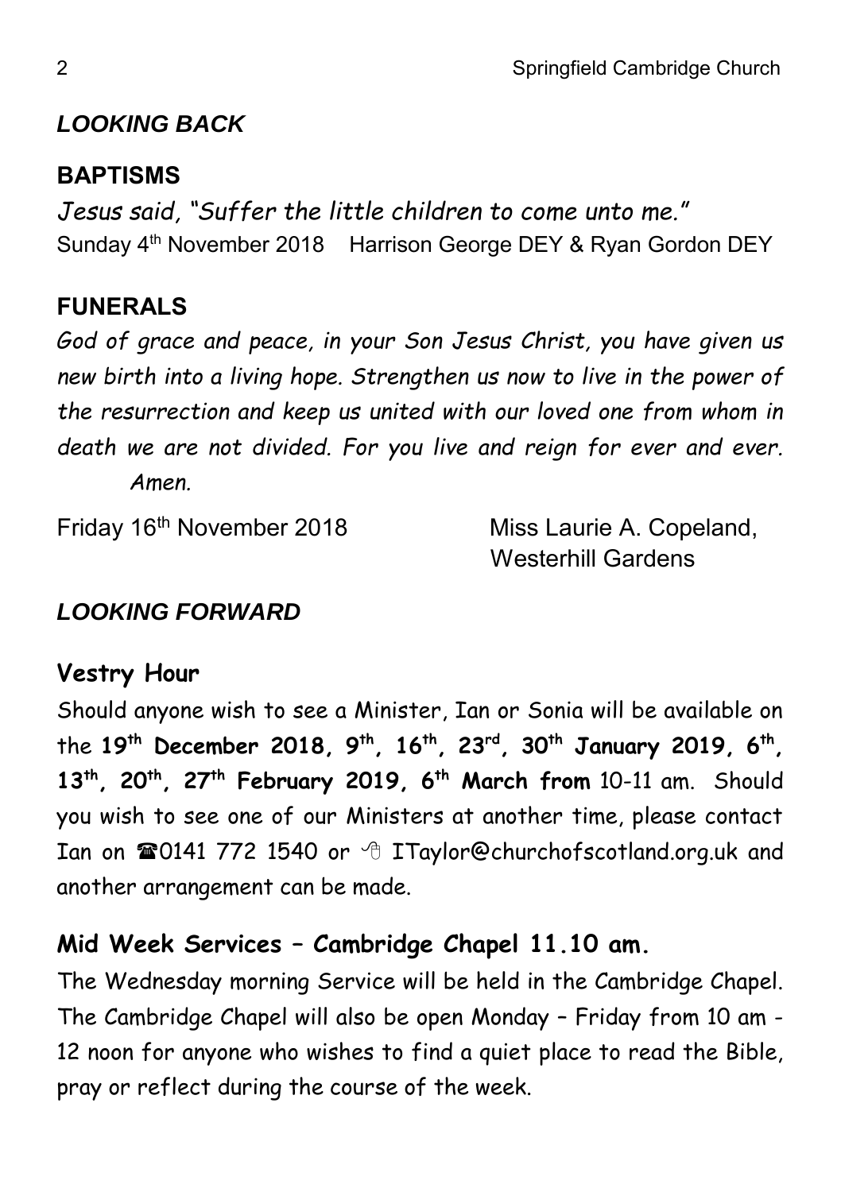## *LOOKING BACK*

### BAPTISMS

*Jesus said, "Suffer the little children to come unto me."*

Sunday 4th November 2018 Harrison George DEY & Ryan Gordon DEY

### FUNERALS

*God of grace and peace, in your Son Jesus Christ, you have given us new birth into a living hope. Strengthen us now to live in the power of the resurrection and keep us united with our loved one from whom in death we are not divided. For you live and reign for ever and ever. Amen.*

Friday 16th November 2018 Miss Laurie A. Copeland, Westerhill Gardens

## *LOOKING FORWARD*

### Vestry Hour

Should anyone wish to see a Minister, Ian or Sonia will be available on the **19th December 2018, 9th, 16th, 23rd, 30th January 2019, 6th, 13th, 20th, 27th February 2019, 6th March from** 10-11 am. Should you wish to see one of our Ministers at another time, please contact Ian on ☎0141 772 1540 or 🖰 ITaylor@churchofscotland.org.uk and another arrangement can be made.

### Mid Week Services – Cambridge Chapel 11.10 am.

The Wednesday morning Service will be held in the Cambridge Chapel. The Cambridge Chapel will also be open Monday – Friday from 10 am - 12 noon for anyone who wishes to find a quiet place to read the Bible, pray or reflect during the course of the week.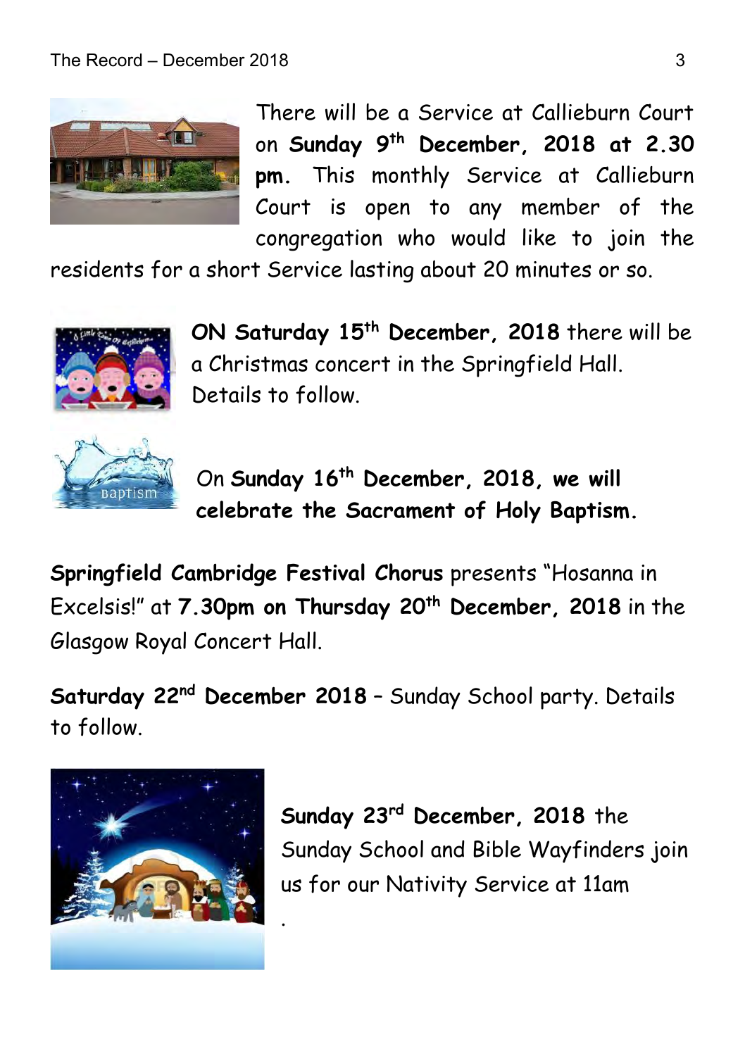There will be a Service at Callieburn Court on **Sunday 9th December, 2018 at 2.30 pm.** This monthly Service at Callieburn Court is open to any member of the congregation who would like to join the residents for a short Service lasting about 20 minutes or so.

**ON Saturday 15th December, 2018** there will be a Christmas concert in the Springfield Hall. Details to follow.

On **Sunday 16th December, 2018, we will celebrate the Sacrament of Holy Baptism.**

**Springfield Cambridge Festival Chorus** presents "Hosanna in Excelsis!" at **7.30pm on Thursday 20th December, 2018** in the Glasgow Royal Concert Hall.

**Saturday 22nd December 2018** – Sunday School party. Details to follow.

**Sunday 23rd December, 2018** the Sunday School and Bible Wayfinders join us for our Nativity Service at 11am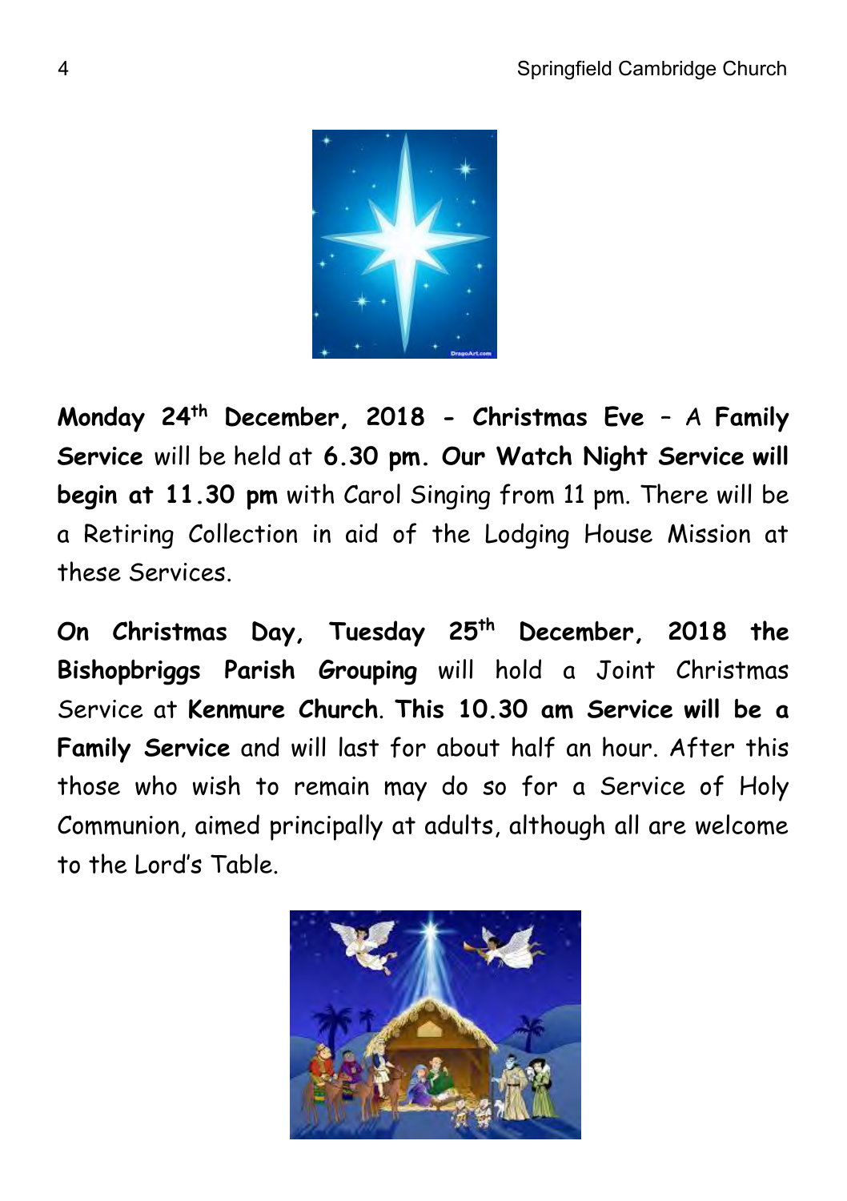**Monday 24th December, 2018 - Christmas Eve** – A **Family Service** will be held at **6.30 pm. Our Watch Night Service will begin at 11.30 pm** with Carol Singing from 11 pm. There will be a Retiring Collection in aid of the Lodging House Mission at these Services.

**On Christmas Day, Tuesday 25th December, 2018 the Bishopbriggs Parish Grouping** will hold a Joint Christmas Service at **Kenmure Church**. **This 10.30 am Service will be a Family Service** and will last for about half an hour. After this those who wish to remain may do so for a Service of Holy Communion, aimed principally at adults, although all are welcome to the Lord's Table.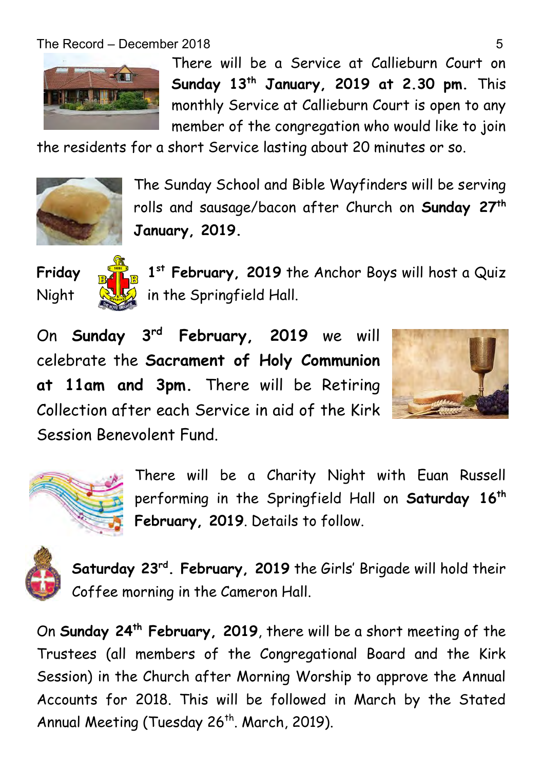There will be a Service at Callieburn Court on **Sunday 13th January, 2019 at 2.30 pm.** This monthly Service at Callieburn Court is open to any member of the congregation who would like to join the residents for a short Service lasting about 20 minutes or so.

The Sunday School and Bible Wayfinders will be serving rolls and sausage/bacon after Church on **Sunday 27th January, 2019.**

**Friday** Night **1st February, 2019** the Anchor Boys will host a Quiz in the Springfield Hall.

On **Sunday 3rd February, 2019** we will celebrate the **Sacrament of Holy Communion at 11am and 3pm.** There will be Retiring Collection after each Service in aid of the Kirk Session Benevolent Fund.

There will be a Charity Night with Euan Russell performing in the Springfield Hall on **Saturday 16th February, 2019**. Details to follow.

**Saturday 23rd. February, 2019** the Girls' Brigade will hold their Coffee morning in the Cameron Hall.

On **Sunday 24th February, 2019**, there will be a short meeting of the Trustees (all members of the Congregational Board and the Kirk Session) in the Church after Morning Worship to approve the Annual Accounts for 2018. This will be followed in March by the Stated Annual Meeting (Tuesday 26th. March, 2019).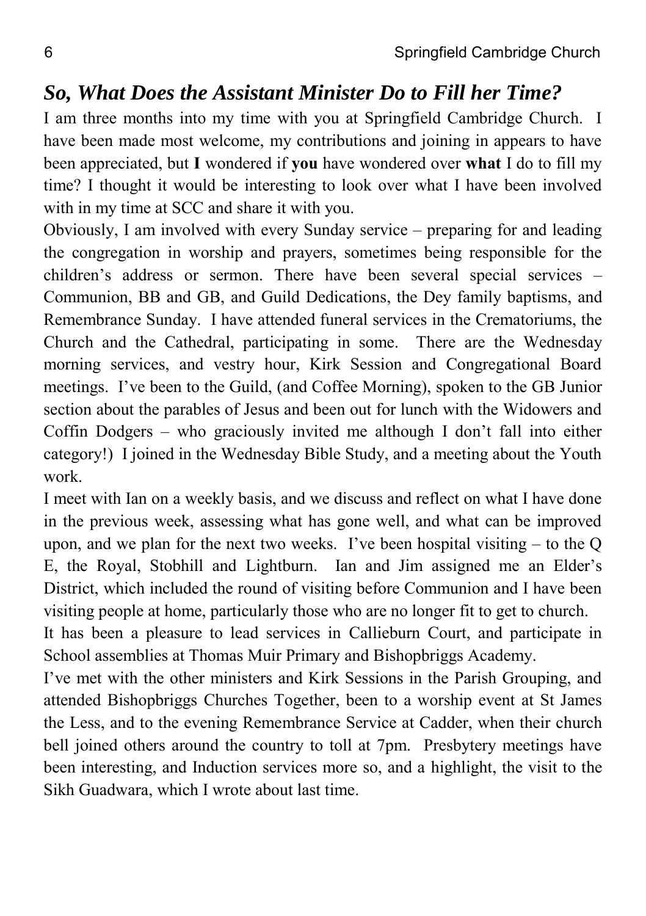## *So, What Does the Assistant Minister Do to Fill her Time?*

I am three months into my time with you at Springfield Cambridge Church. I have been made most welcome, my contributions and joining in appears to have been appreciated, but **I** wondered if **you** have wondered over **what** I do to fill my time? I thought it would be interesting to look over what I have been involved with in my time at SCC and share it with you.

Obviously, I am involved with every Sunday service – preparing for and leading the congregation in worship and prayers, sometimes being responsible for the children's address or sermon. There have been several special services – Communion, BB and GB, and Guild Dedications, the Dey family baptisms, and Remembrance Sunday. I have attended funeral services in the Crematoriums, the Church and the Cathedral, participating in some. There are the Wednesday morning services, and vestry hour, Kirk Session and Congregational Board meetings. I've been to the Guild, (and Coffee Morning), spoken to the GB Junior section about the parables of Jesus and been out for lunch with the Widowers and Coffin Dodgers – who graciously invited me although I don't fall into either category!) I joined in the Wednesday Bible Study, and a meeting about the Youth work.

I meet with Ian on a weekly basis, and we discuss and reflect on what I have done in the previous week, assessing what has gone well, and what can be improved upon, and we plan for the next two weeks. I've been hospital visiting – to the Q E, the Royal, Stobhill and Lightburn. Ian and Jim assigned me an Elder's District, which included the round of visiting before Communion and I have been visiting people at home, particularly those who are no longer fit to get to church.

It has been a pleasure to lead services in Callieburn Court, and participate in School assemblies at Thomas Muir Primary and Bishopbriggs Academy.

I've met with the other ministers and Kirk Sessions in the Parish Grouping, and attended Bishopbriggs Churches Together, been to a worship event at St James the Less, and to the evening Remembrance Service at Cadder, when their church bell joined others around the country to toll at 7pm. Presbytery meetings have been interesting, and Induction services more so, and a highlight, the visit to the Sikh Guadwara, which I wrote about last time.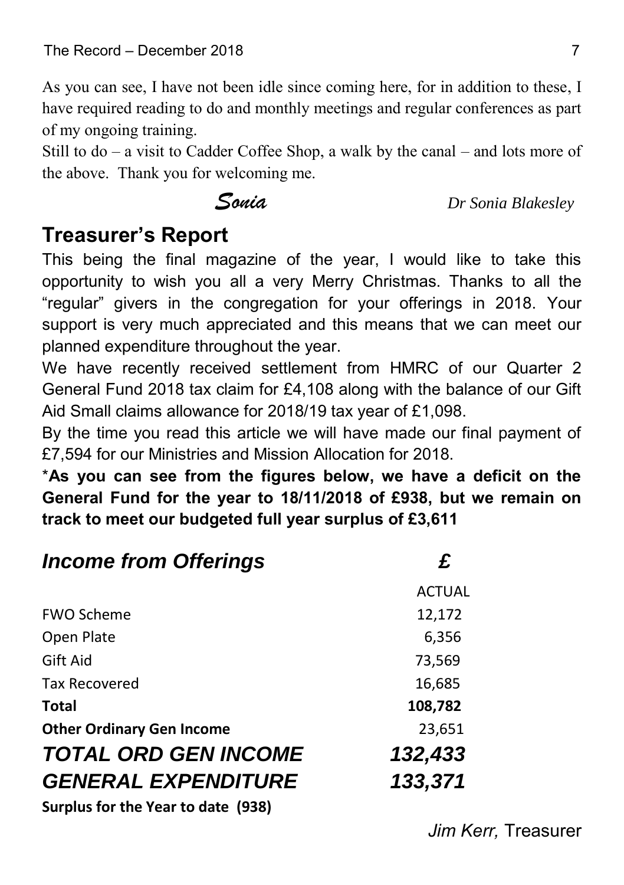As you can see, I have not been idle since coming here, for in addition to these, I have required reading to do and monthly meetings and regular conferences as part of my ongoing training.

Still to do – a visit to Cadder Coffee Shop, a walk by the canal – and lots more of the above. Thank you for welcoming me.

*Sonia* *Dr Sonia Blakesley*

## Treasurer's Report

This being the final magazine of the year, I would like to take this opportunity to wish you all a very Merry Christmas. Thanks to all the "regular" givers in the congregation for your offerings in 2018. Your support is very much appreciated and this means that we can meet our planned expenditure throughout the year.

We have recently received settlement from HMRC of our Quarter 2 General Fund 2018 tax claim for £4,108 along with the balance of our Gift Aid Small claims allowance for 2018/19 tax year of £1,098.

By the time you read this article we will have made our final payment of £7,594 for our Ministries and Mission Allocation for 2018.

\***As you can see from the figures below, we have a deficit on the General Fund for the year to 18/11/2018 of £938, but we remain on track to meet our budgeted full year surplus of £3,611**

| ***Income from Offerings*** | ***£*** |
|---|---|
| | ACTUAL |
| FWO Scheme | 12,172 |
| Open Plate | 6,356 |
| Gift Aid | 73,569 |
| Tax Recovered | 16,685 |
| **Total** | **108,782** |
| **Other Ordinary Gen Income** | 23,651 |
| ***TOTAL ORD GEN INCOME*** | ***132,433*** |
| ***GENERAL EXPENDITURE*** | ***133,371*** |
| **Surplus for the Year to date (938)** | |

*Jim Kerr,* Treasurer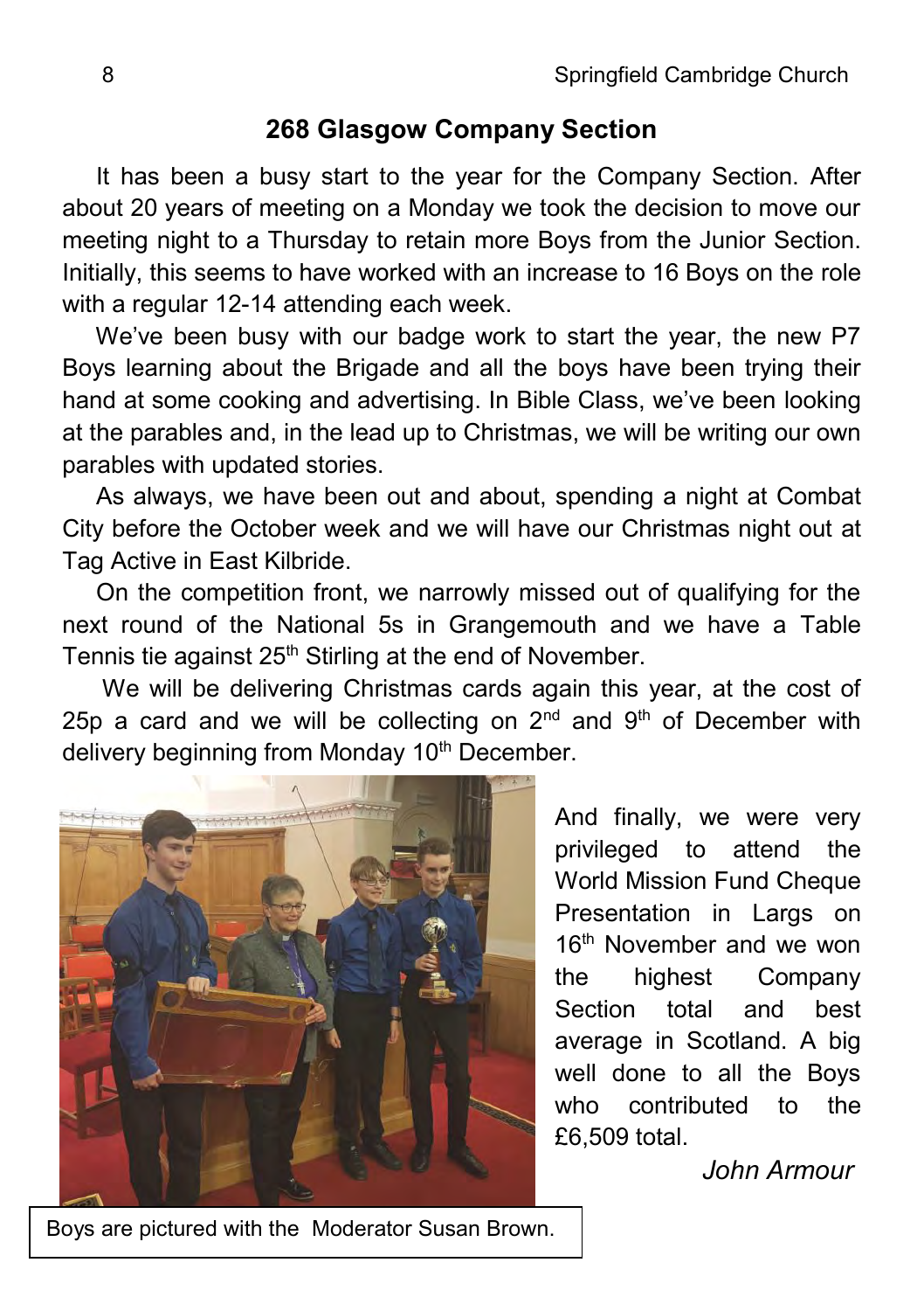## 268 Glasgow Company Section

It has been a busy start to the year for the Company Section. After about 20 years of meeting on a Monday we took the decision to move our meeting night to a Thursday to retain more Boys from the Junior Section. Initially, this seems to have worked with an increase to 16 Boys on the role with a regular 12-14 attending each week.

We've been busy with our badge work to start the year, the new P7 Boys learning about the Brigade and all the boys have been trying their hand at some cooking and advertising. In Bible Class, we've been looking at the parables and, in the lead up to Christmas, we will be writing our own parables with updated stories.

As always, we have been out and about, spending a night at Combat City before the October week and we will have our Christmas night out at Tag Active in East Kilbride.

On the competition front, we narrowly missed out of qualifying for the next round of the National 5s in Grangemouth and we have a Table Tennis tie against 25th Stirling at the end of November.

We will be delivering Christmas cards again this year, at the cost of 25p a card and we will be collecting on 2nd and 9th of December with delivery beginning from Monday 10th December.

And finally, we were very privileged to attend the World Mission Fund Cheque Presentation in Largs on 16th November and we won the highest Company Section total and best average in Scotland. A big well done to all the Boys who contributed to the £6,509 total.

*John Armour*

Boys are pictured with the Moderator Susan Brown.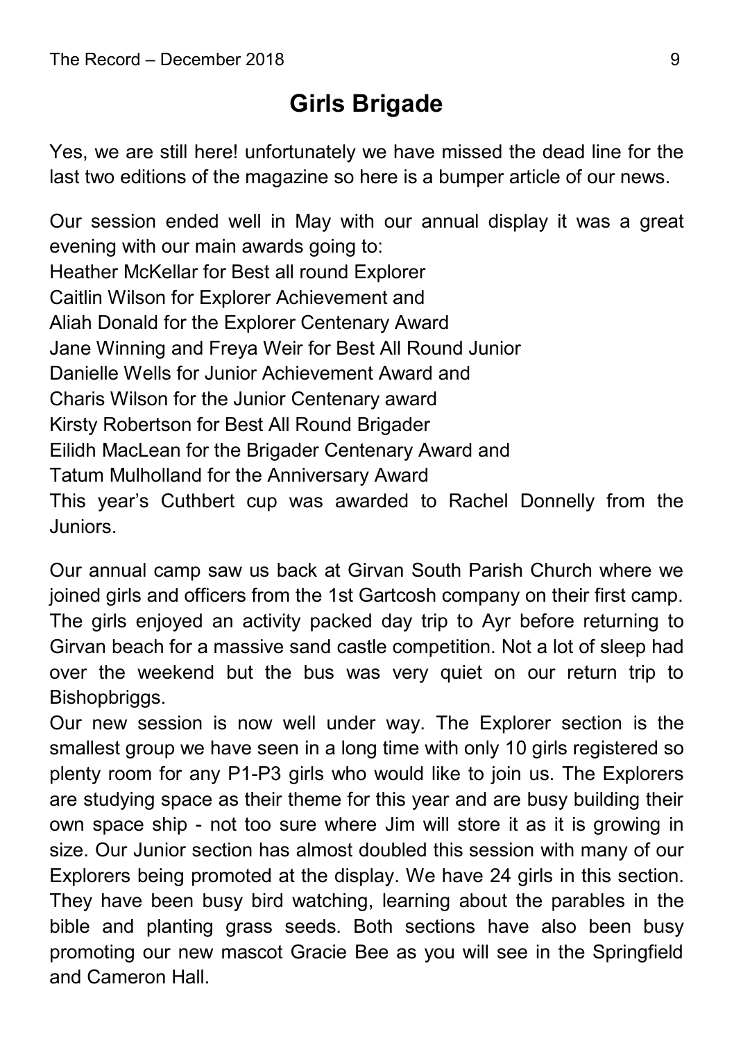# Girls Brigade

Yes, we are still here! unfortunately we have missed the dead line for the last two editions of the magazine so here is a bumper article of our news.

Our session ended well in May with our annual display it was a great evening with our main awards going to:
Heather McKellar for Best all round Explorer
Caitlin Wilson for Explorer Achievement and
Aliah Donald for the Explorer Centenary Award
Jane Winning and Freya Weir for Best All Round Junior
Danielle Wells for Junior Achievement Award and
Charis Wilson for the Junior Centenary award
Kirsty Robertson for Best All Round Brigader
Eilidh MacLean for the Brigader Centenary Award and
Tatum Mulholland for the Anniversary Award
This year's Cuthbert cup was awarded to Rachel Donnelly from the Juniors.

Our annual camp saw us back at Girvan South Parish Church where we joined girls and officers from the 1st Gartcosh company on their first camp. The girls enjoyed an activity packed day trip to Ayr before returning to Girvan beach for a massive sand castle competition. Not a lot of sleep had over the weekend but the bus was very quiet on our return trip to Bishopbriggs.

Our new session is now well under way. The Explorer section is the smallest group we have seen in a long time with only 10 girls registered so plenty room for any P1-P3 girls who would like to join us. The Explorers are studying space as their theme for this year and are busy building their own space ship - not too sure where Jim will store it as it is growing in size. Our Junior section has almost doubled this session with many of our Explorers being promoted at the display. We have 24 girls in this section. They have been busy bird watching, learning about the parables in the bible and planting grass seeds. Both sections have also been busy promoting our new mascot Gracie Bee as you will see in the Springfield and Cameron Hall.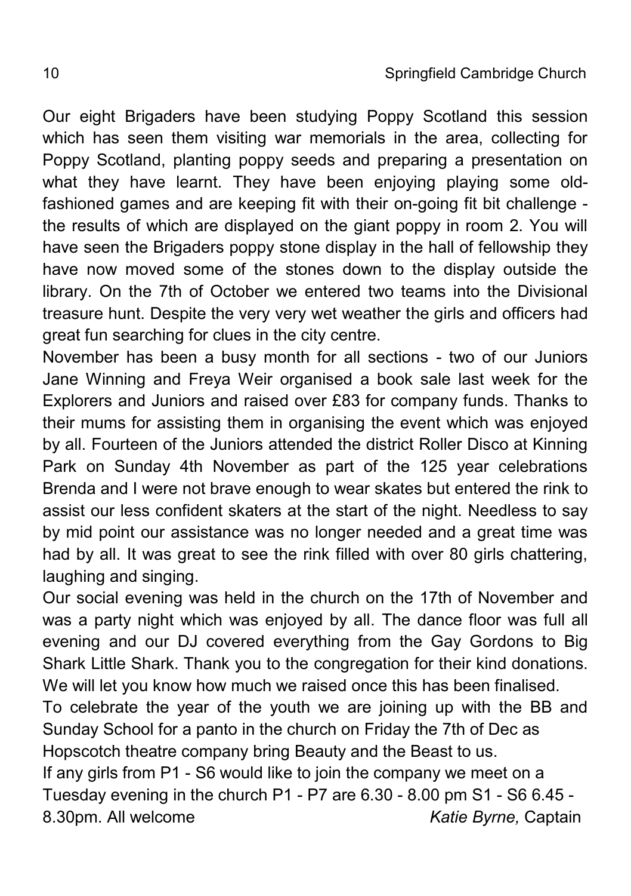Our eight Brigaders have been studying Poppy Scotland this session which has seen them visiting war memorials in the area, collecting for Poppy Scotland, planting poppy seeds and preparing a presentation on what they have learnt. They have been enjoying playing some old-fashioned games and are keeping fit with their on-going fit bit challenge - the results of which are displayed on the giant poppy in room 2. You will have seen the Brigaders poppy stone display in the hall of fellowship they have now moved some of the stones down to the display outside the library. On the 7th of October we entered two teams into the Divisional treasure hunt. Despite the very very wet weather the girls and officers had great fun searching for clues in the city centre.

November has been a busy month for all sections - two of our Juniors Jane Winning and Freya Weir organised a book sale last week for the Explorers and Juniors and raised over £83 for company funds. Thanks to their mums for assisting them in organising the event which was enjoyed by all. Fourteen of the Juniors attended the district Roller Disco at Kinning Park on Sunday 4th November as part of the 125 year celebrations Brenda and I were not brave enough to wear skates but entered the rink to assist our less confident skaters at the start of the night. Needless to say by mid point our assistance was no longer needed and a great time was had by all. It was great to see the rink filled with over 80 girls chattering, laughing and singing.

Our social evening was held in the church on the 17th of November and was a party night which was enjoyed by all. The dance floor was full all evening and our DJ covered everything from the Gay Gordons to Big Shark Little Shark. Thank you to the congregation for their kind donations. We will let you know how much we raised once this has been finalised.

To celebrate the year of the youth we are joining up with the BB and Sunday School for a panto in the church on Friday the 7th of Dec as Hopscotch theatre company bring Beauty and the Beast to us.

If any girls from P1 - S6 would like to join the company we meet on a Tuesday evening in the church P1 - P7 are 6.30 - 8.00 pm S1 - S6 6.45 - 8.30pm. All welcome

*Katie Byrne,* Captain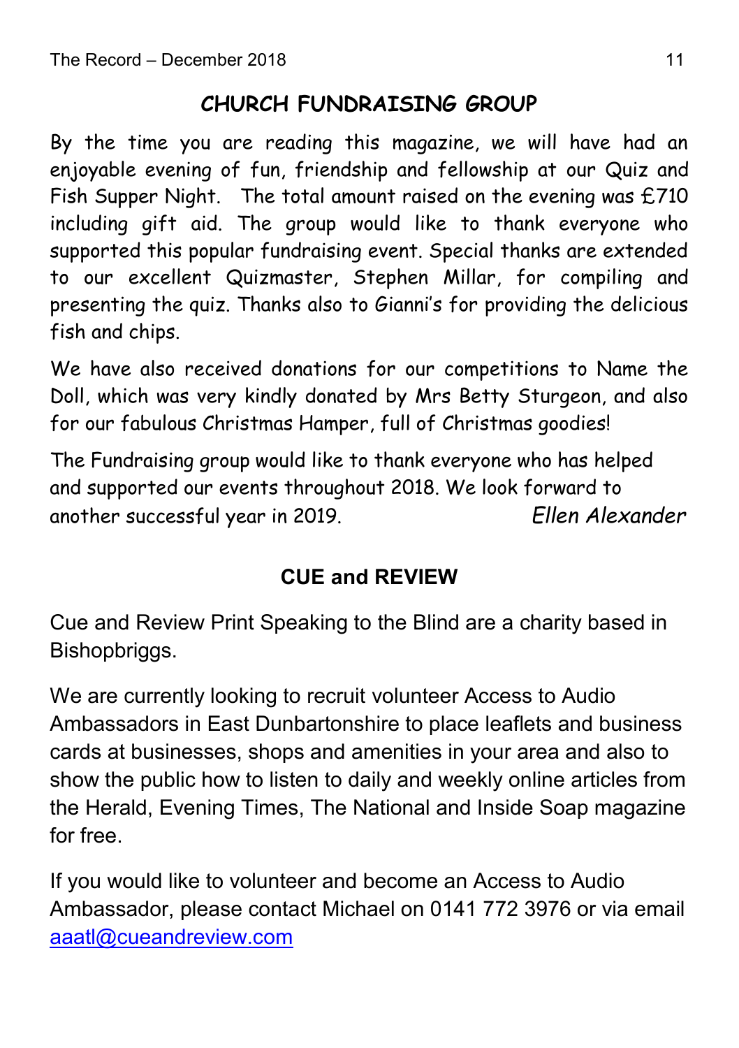## CHURCH FUNDRAISING GROUP

By the time you are reading this magazine, we will have had an enjoyable evening of fun, friendship and fellowship at our Quiz and Fish Supper Night. The total amount raised on the evening was £710 including gift aid. The group would like to thank everyone who supported this popular fundraising event. Special thanks are extended to our excellent Quizmaster, Stephen Millar, for compiling and presenting the quiz. Thanks also to Gianni's for providing the delicious fish and chips.

We have also received donations for our competitions to Name the Doll, which was very kindly donated by Mrs Betty Sturgeon, and also for our fabulous Christmas Hamper, full of Christmas goodies!

The Fundraising group would like to thank everyone who has helped and supported our events throughout 2018. We look forward to another successful year in 2019.

*Ellen Alexander*

## CUE and REVIEW

Cue and Review Print Speaking to the Blind are a charity based in Bishopbriggs.

We are currently looking to recruit volunteer Access to Audio Ambassadors in East Dunbartonshire to place leaflets and business cards at businesses, shops and amenities in your area and also to show the public how to listen to daily and weekly online articles from the Herald, Evening Times, The National and Inside Soap magazine for free.

If you would like to volunteer and become an Access to Audio Ambassador, please contact Michael on 0141 772 3976 or via email aaatl@cueandreview.com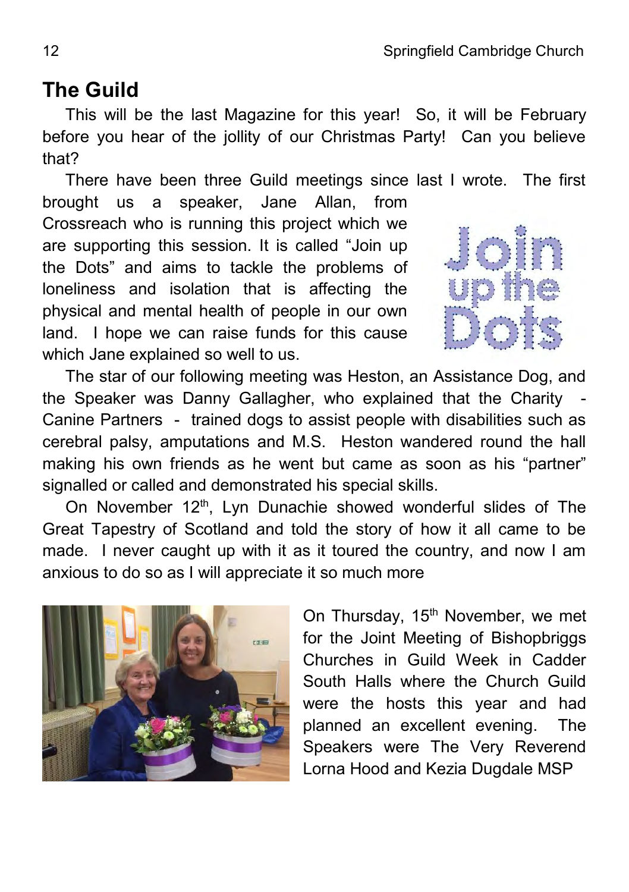## The Guild

This will be the last Magazine for this year! So, it will be February before you hear of the jollity of our Christmas Party! Can you believe that?

There have been three Guild meetings since last I wrote. The first brought us a speaker, Jane Allan, from Crossreach who is running this project which we are supporting this session. It is called "Join up the Dots" and aims to tackle the problems of loneliness and isolation that is affecting the physical and mental health of people in our own land. I hope we can raise funds for this cause which Jane explained so well to us.

The star of our following meeting was Heston, an Assistance Dog, and the Speaker was Danny Gallagher, who explained that the Charity - Canine Partners - trained dogs to assist people with disabilities such as cerebral palsy, amputations and M.S. Heston wandered round the hall making his own friends as he went but came as soon as his "partner" signalled or called and demonstrated his special skills.

On November 12th, Lyn Dunachie showed wonderful slides of The Great Tapestry of Scotland and told the story of how it all came to be made. I never caught up with it as it toured the country, and now I am anxious to do so as I will appreciate it so much more

On Thursday, 15th November, we met for the Joint Meeting of Bishopbriggs Churches in Guild Week in Cadder South Halls where the Church Guild were the hosts this year and had planned an excellent evening. The Speakers were The Very Reverend Lorna Hood and Kezia Dugdale MSP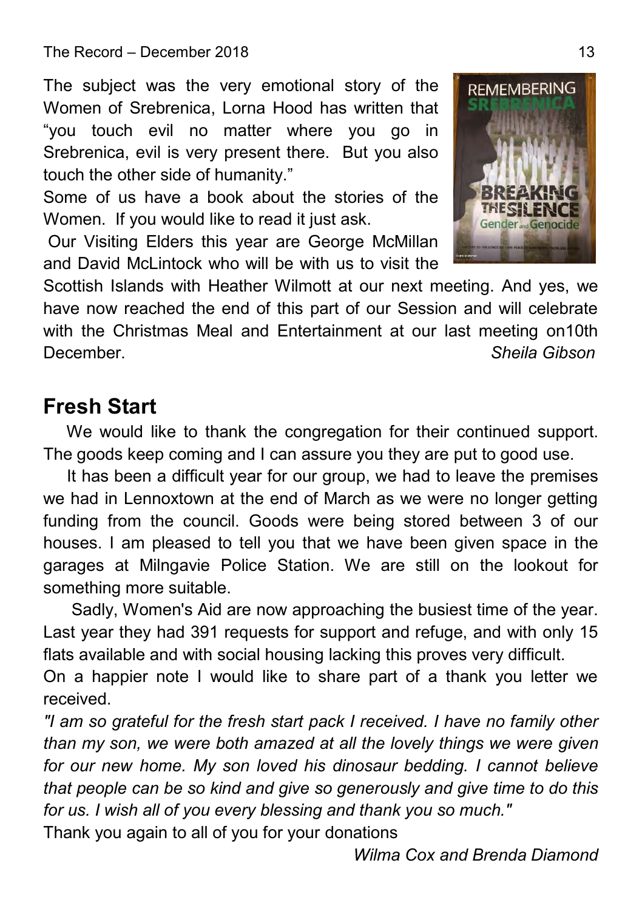The subject was the very emotional story of the Women of Srebrenica, Lorna Hood has written that "you touch evil no matter where you go in Srebrenica, evil is very present there. But you also touch the other side of humanity."

Some of us have a book about the stories of the Women. If you would like to read it just ask.

Our Visiting Elders this year are George McMillan and David McLintock who will be with us to visit the Scottish Islands with Heather Wilmott at our next meeting. And yes, we have now reached the end of this part of our Session and will celebrate with the Christmas Meal and Entertainment at our last meeting on10th December.

*Sheila Gibson*

## Fresh Start

We would like to thank the congregation for their continued support. The goods keep coming and I can assure you they are put to good use.

It has been a difficult year for our group, we had to leave the premises we had in Lennoxtown at the end of March as we were no longer getting funding from the council. Goods were being stored between 3 of our houses. I am pleased to tell you that we have been given space in the garages at Milngavie Police Station. We are still on the lookout for something more suitable.

Sadly, Women's Aid are now approaching the busiest time of the year. Last year they had 391 requests for support and refuge, and with only 15 flats available and with social housing lacking this proves very difficult.

On a happier note I would like to share part of a thank you letter we received.

*"I am so grateful for the fresh start pack I received. I have no family other than my son, we were both amazed at all the lovely things we were given for our new home. My son loved his dinosaur bedding. I cannot believe that people can be so kind and give so generously and give time to do this for us. I wish all of you every blessing and thank you so much."*

Thank you again to all of you for your donations

*Wilma Cox and Brenda Diamond*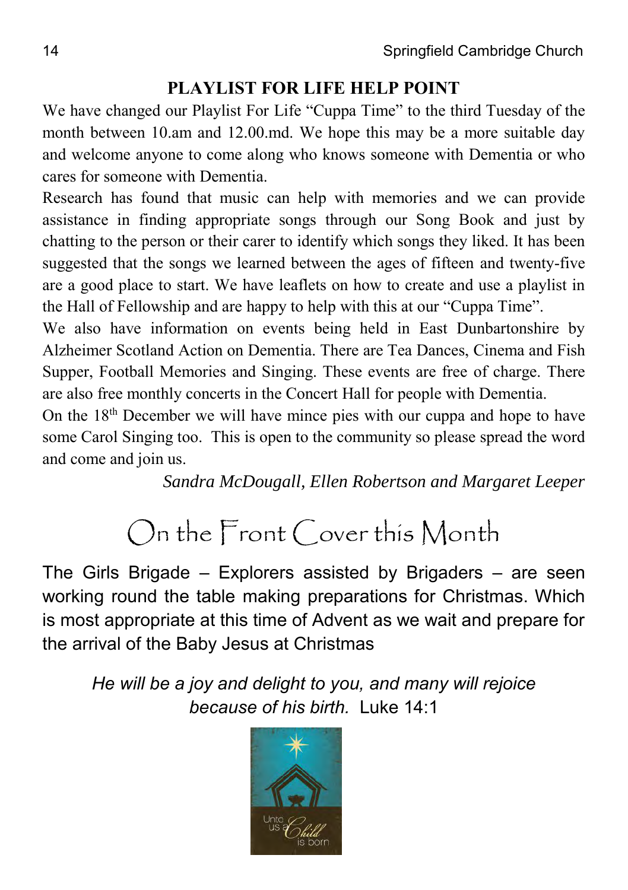## PLAYLIST FOR LIFE HELP POINT

We have changed our Playlist For Life "Cuppa Time" to the third Tuesday of the month between 10.am and 12.00.md. We hope this may be a more suitable day and welcome anyone to come along who knows someone with Dementia or who cares for someone with Dementia.

Research has found that music can help with memories and we can provide assistance in finding appropriate songs through our Song Book and just by chatting to the person or their carer to identify which songs they liked. It has been suggested that the songs we learned between the ages of fifteen and twenty-five are a good place to start. We have leaflets on how to create and use a playlist in the Hall of Fellowship and are happy to help with this at our "Cuppa Time".

We also have information on events being held in East Dunbartonshire by Alzheimer Scotland Action on Dementia. There are Tea Dances, Cinema and Fish Supper, Football Memories and Singing. These events are free of charge. There are also free monthly concerts in the Concert Hall for people with Dementia.

On the 18th December we will have mince pies with our cuppa and hope to have some Carol Singing too. This is open to the community so please spread the word and come and join us.

*Sandra McDougall, Ellen Robertson and Margaret Leeper*

# On the Front Cover this Month

The Girls Brigade – Explorers assisted by Brigaders – are seen working round the table making preparations for Christmas. Which is most appropriate at this time of Advent as we wait and prepare for the arrival of the Baby Jesus at Christmas

*He will be a joy and delight to you, and many will rejoice because of his birth.* Luke 14:1

Unto us a Child is born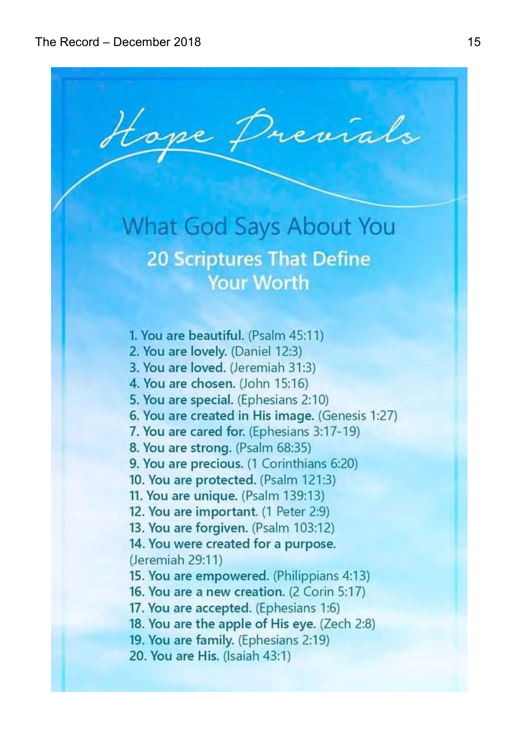# Hope Prevails

## What God Says About You

### 20 Scriptures That Define Your Worth

1. **You are beautiful.** (Psalm 45:11)
2. **You are lovely.** (Daniel 12:3)
3. **You are loved.** (Jeremiah 31:3)
4. **You are chosen.** (John 15:16)
5. **You are special.** (Ephesians 2:10)
6. **You are created in His image.** (Genesis 1:27)
7. **You are cared for.** (Ephesians 3:17-19)
8. **You are strong.** (Psalm 68:35)
9. **You are precious.** (1 Corinthians 6:20)
10. **You are protected.** (Psalm 121:3)
11. **You are unique.** (Psalm 139:13)
12. **You are important.** (1 Peter 2:9)
13. **You are forgiven.** (Psalm 103:12)
14. **You were created for a purpose.** (Jeremiah 29:11)
15. **You are empowered.** (Philippians 4:13)
16. **You are a new creation.** (2 Corin 5:17)
17. **You are accepted.** (Ephesians 1:6)
18. **You are the apple of His eye.** (Zech 2:8)
19. **You are family.** (Ephesians 2:19)
20. **You are His.** (Isaiah 43:1)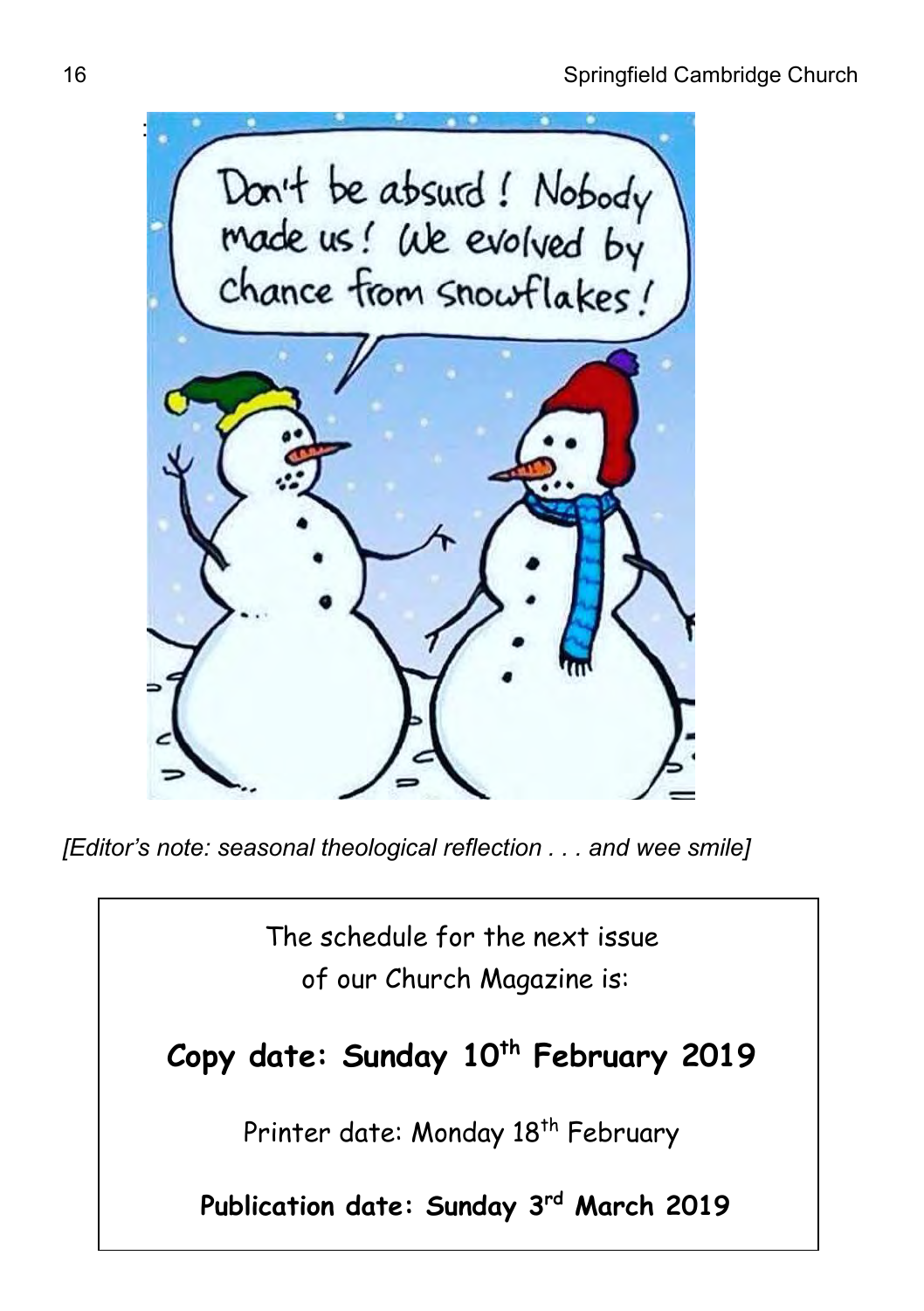*[Editor's note: seasonal theological reflection . . . and wee smile]*

The schedule for the next issue
of our Church Magazine is:

**Copy date: Sunday 10th February 2019**

Printer date: Monday 18th February

**Publication date: Sunday 3rd March 2019**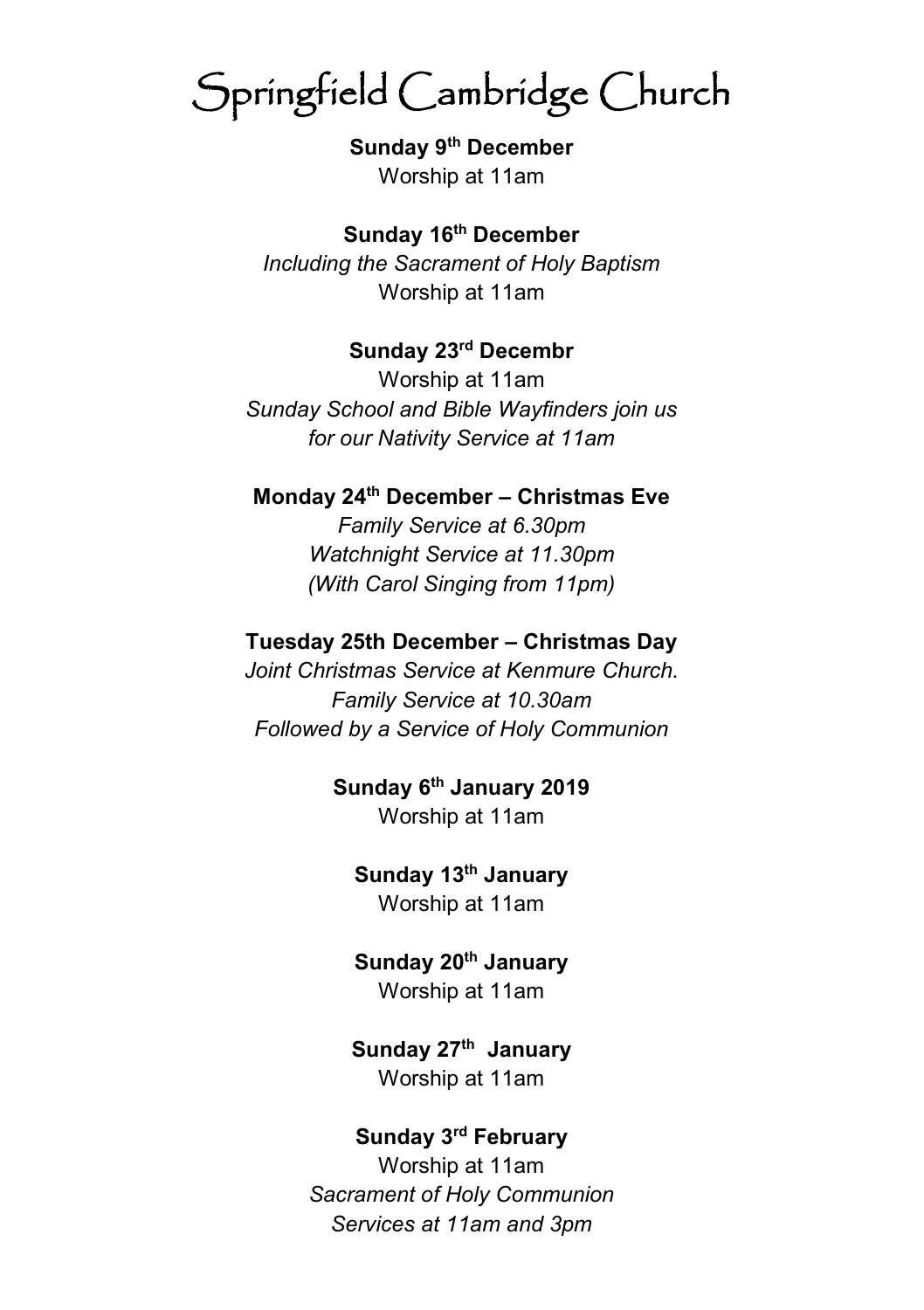# Springfield Cambridge Church

**Sunday 9th December**
Worship at 11am

**Sunday 16th December**
*Including the Sacrament of Holy Baptism*
Worship at 11am

**Sunday 23rd Decembr**
Worship at 11am
*Sunday School and Bible Wayfinders join us*
*for our Nativity Service at 11am*

**Monday 24th December – Christmas Eve**
*Family Service at 6.30pm*
*Watchnight Service at 11.30pm*
*(With Carol Singing from 11pm)*

**Tuesday 25th December – Christmas Day**
*Joint Christmas Service at Kenmure Church.*
*Family Service at 10.30am*
*Followed by a Service of Holy Communion*

**Sunday 6th January 2019**
Worship at 11am

**Sunday 13th January**
Worship at 11am

**Sunday 20th January**
Worship at 11am

**Sunday 27th January**
Worship at 11am

**Sunday 3rd February**
Worship at 11am
*Sacrament of Holy Communion*
*Services at 11am and 3pm*